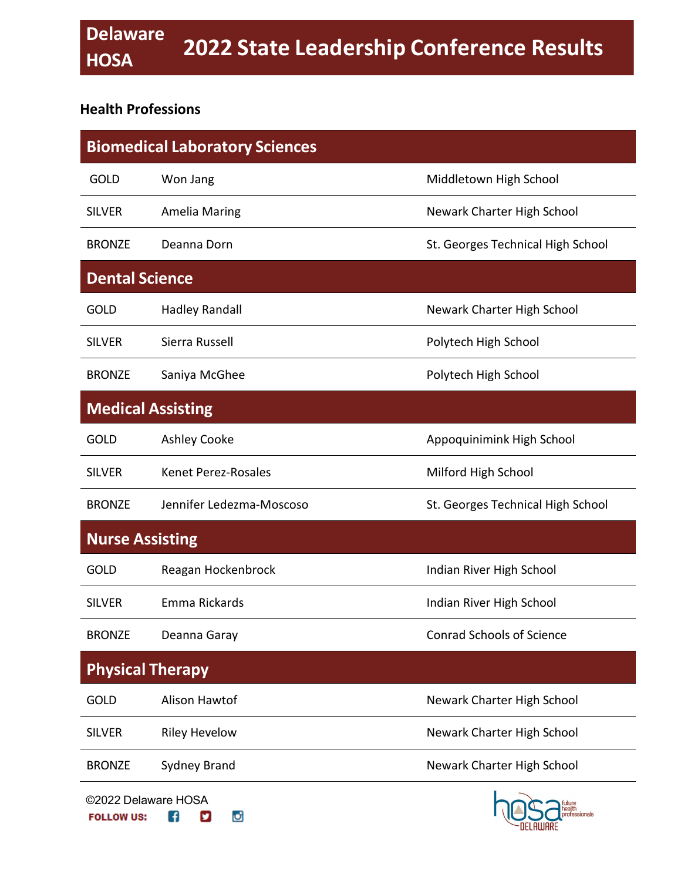# Delaware HOSA 2022 State Leadership Conference Results

## Health Professions

### Biomedical Laboratory Sciences

| | | |
|---|---|---|
| GOLD | Won Jang | Middletown High School |
| SILVER | Amelia Maring | Newark Charter High School |
| BRONZE | Deanna Dorn | St. Georges Technical High School |

### Dental Science

| | | |
|---|---|---|
| GOLD | Hadley Randall | Newark Charter High School |
| SILVER | Sierra Russell | Polytech High School |
| BRONZE | Saniya McGhee | Polytech High School |

### Medical Assisting

| | | |
|---|---|---|
| GOLD | Ashley Cooke | Appoquinimink High School |
| SILVER | Kenet Perez-Rosales | Milford High School |
| BRONZE | Jennifer Ledezma-Moscoso | St. Georges Technical High School |

### Nurse Assisting

| | | |
|---|---|---|
| GOLD | Reagan Hockenbrock | Indian River High School |
| SILVER | Emma Rickards | Indian River High School |
| BRONZE | Deanna Garay | Conrad Schools of Science |

### Physical Therapy

| | | |
|---|---|---|
| GOLD | Alison Hawtof | Newark Charter High School |
| SILVER | Riley Hevelow | Newark Charter High School |
| BRONZE | Sydney Brand | Newark Charter High School |

©2022 Delaware HOSA

FOLLOW US: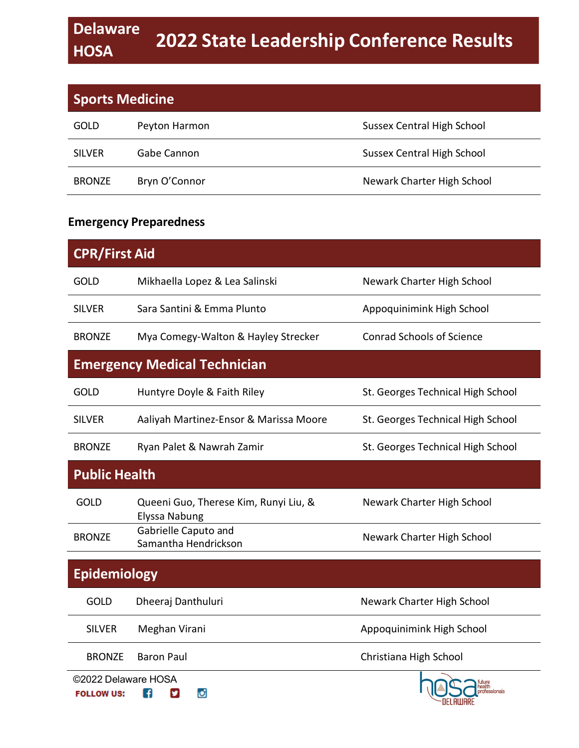# Delaware HOSA 2022 State Leadership Conference Results

## Sports Medicine

| | | |
|---|---|---|
| GOLD | Peyton Harmon | Sussex Central High School |
| SILVER | Gabe Cannon | Sussex Central High School |
| BRONZE | Bryn O'Connor | Newark Charter High School |

**Emergency Preparedness**

## CPR/First Aid

| | | |
|---|---|---|
| GOLD | Mikhaella Lopez & Lea Salinski | Newark Charter High School |
| SILVER | Sara Santini & Emma Plunto | Appoquinimink High School |
| BRONZE | Mya Comegy-Walton & Hayley Strecker | Conrad Schools of Science |

## Emergency Medical Technician

| | | |
|---|---|---|
| GOLD | Huntyre Doyle & Faith Riley | St. Georges Technical High School |
| SILVER | Aaliyah Martinez-Ensor & Marissa Moore | St. Georges Technical High School |
| BRONZE | Ryan Palet & Nawrah Zamir | St. Georges Technical High School |

## Public Health

| | | |
|---|---|---|
| GOLD | Queeni Guo, Therese Kim, Runyi Liu, & Elyssa Nabung | Newark Charter High School |
| BRONZE | Gabrielle Caputo and Samantha Hendrickson | Newark Charter High School |

## Epidemiology

| | | |
|---|---|---|
| GOLD | Dheeraj Danthuluri | Newark Charter High School |
| SILVER | Meghan Virani | Appoquinimink High School |
| BRONZE | Baron Paul | Christiana High School |

©2022 Delaware HOSA

FOLLOW US: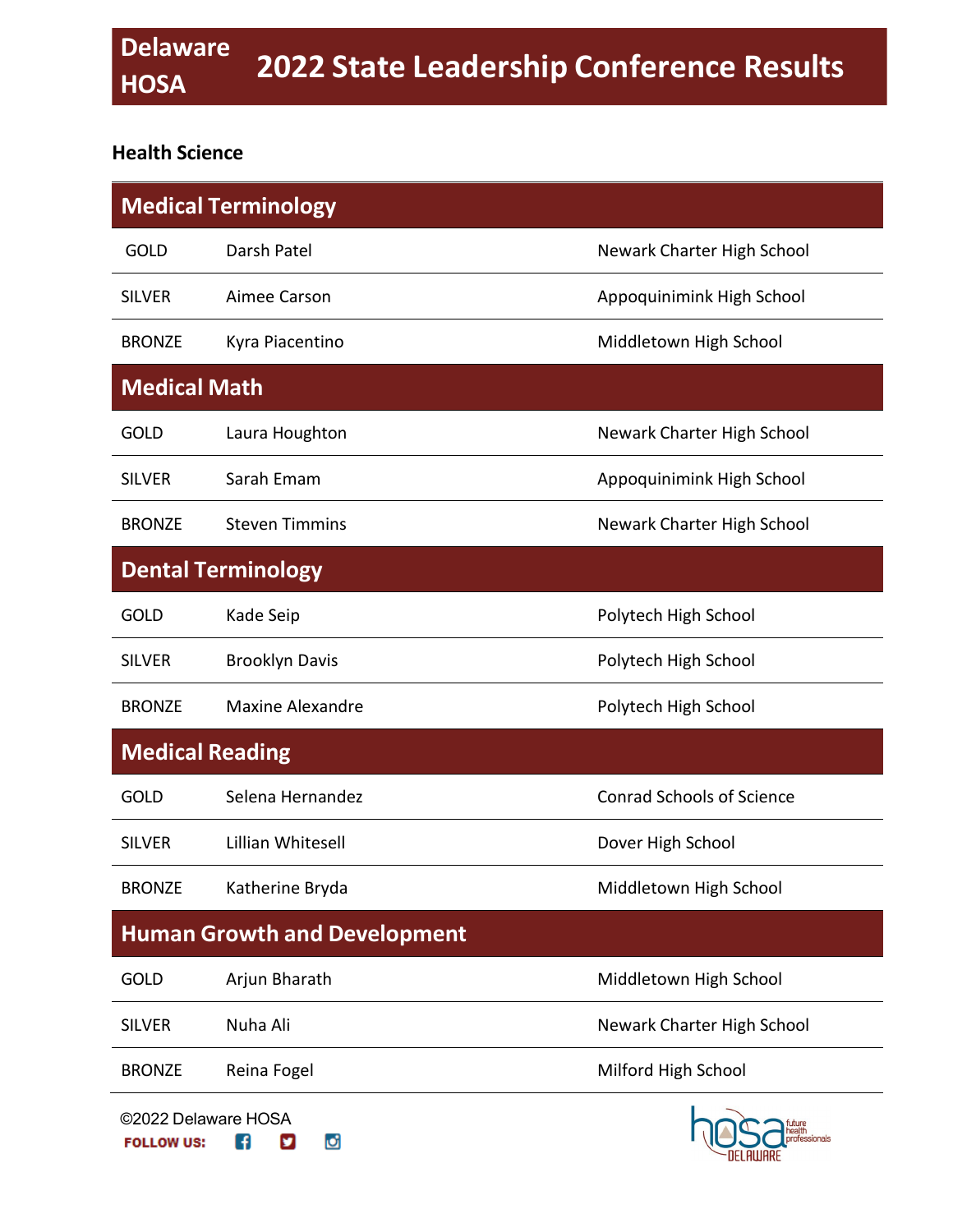# Delaware HOSA 2022 State Leadership Conference Results

## Health Science

### Medical Terminology

| | | |
|---|---|---|
| GOLD | Darsh Patel | Newark Charter High School |
| SILVER | Aimee Carson | Appoquinimink High School |
| BRONZE | Kyra Piacentino | Middletown High School |

### Medical Math

| | | |
|---|---|---|
| GOLD | Laura Houghton | Newark Charter High School |
| SILVER | Sarah Emam | Appoquinimink High School |
| BRONZE | Steven Timmins | Newark Charter High School |

### Dental Terminology

| | | |
|---|---|---|
| GOLD | Kade Seip | Polytech High School |
| SILVER | Brooklyn Davis | Polytech High School |
| BRONZE | Maxine Alexandre | Polytech High School |

### Medical Reading

| | | |
|---|---|---|
| GOLD | Selena Hernandez | Conrad Schools of Science |
| SILVER | Lillian Whitesell | Dover High School |
| BRONZE | Katherine Bryda | Middletown High School |

### Human Growth and Development

| | | |
|---|---|---|
| GOLD | Arjun Bharath | Middletown High School |
| SILVER | Nuha Ali | Newark Charter High School |
| BRONZE | Reina Fogel | Milford High School |

©2022 Delaware HOSA

FOLLOW US: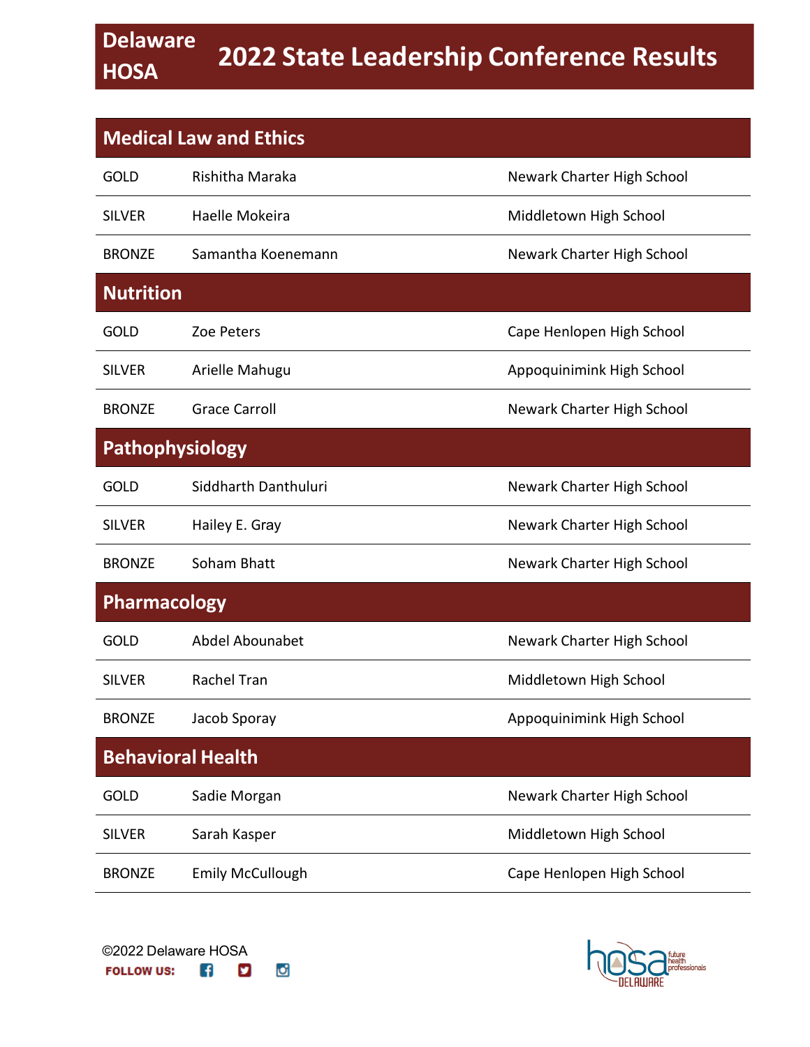# Delaware HOSA 2022 State Leadership Conference Results

## Medical Law and Ethics

| | | |
|---|---|---|
| GOLD | Rishitha Maraka | Newark Charter High School |
| SILVER | Haelle Mokeira | Middletown High School |
| BRONZE | Samantha Koenemann | Newark Charter High School |

## Nutrition

| | | |
|---|---|---|
| GOLD | Zoe Peters | Cape Henlopen High School |
| SILVER | Arielle Mahugu | Appoquinimink High School |
| BRONZE | Grace Carroll | Newark Charter High School |

## Pathophysiology

| | | |
|---|---|---|
| GOLD | Siddharth Danthuluri | Newark Charter High School |
| SILVER | Hailey E. Gray | Newark Charter High School |
| BRONZE | Soham Bhatt | Newark Charter High School |

## Pharmacology

| | | |
|---|---|---|
| GOLD | Abdel Abounabet | Newark Charter High School |
| SILVER | Rachel Tran | Middletown High School |
| BRONZE | Jacob Sporay | Appoquinimink High School |

## Behavioral Health

| | | |
|---|---|---|
| GOLD | Sadie Morgan | Newark Charter High School |
| SILVER | Sarah Kasper | Middletown High School |
| BRONZE | Emily McCullough | Cape Henlopen High School |

©2022 Delaware HOSA

FOLLOW US: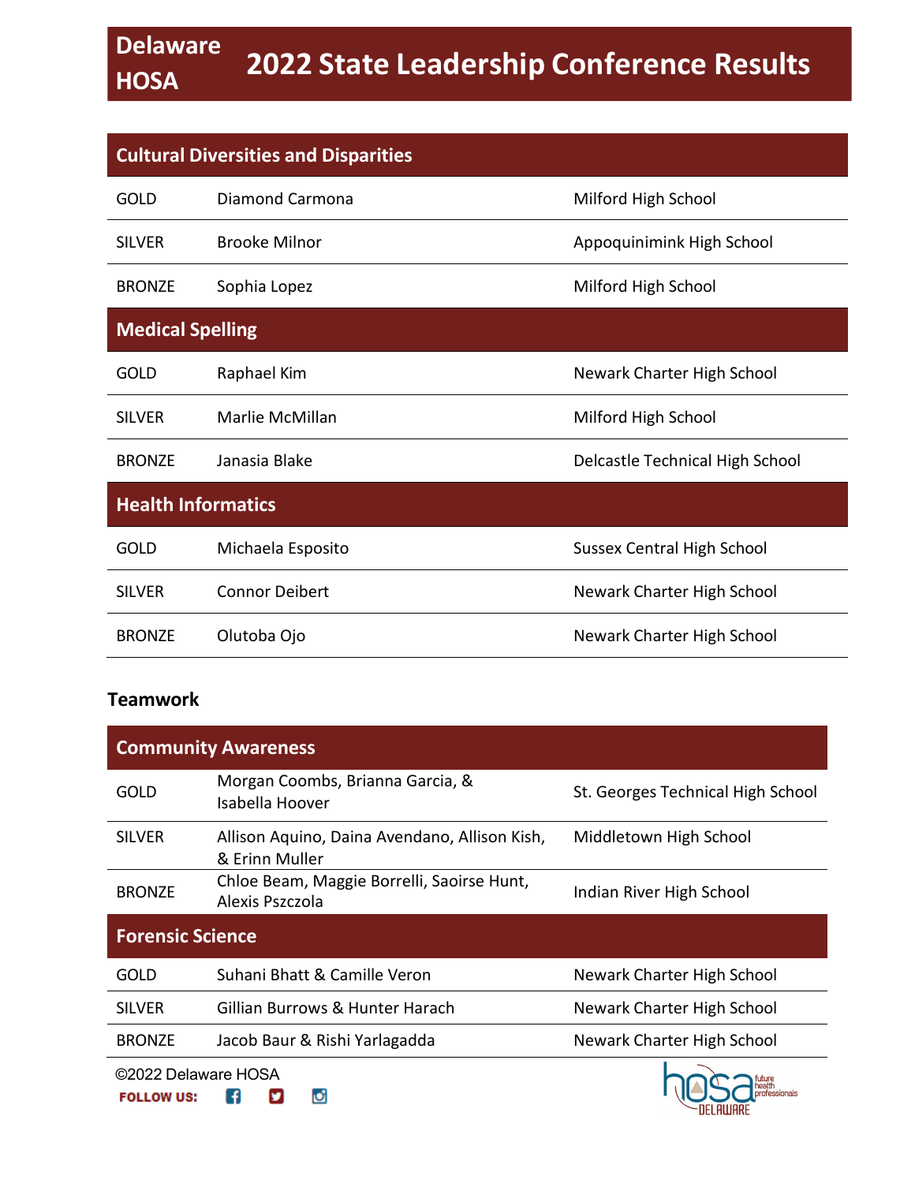# Delaware HOSA 2022 State Leadership Conference Results

| Cultural Diversities and Disparities | | |
|---|---|---|
| GOLD | Diamond Carmona | Milford High School |
| SILVER | Brooke Milnor | Appoquinimink High School |
| BRONZE | Sophia Lopez | Milford High School |

| Medical Spelling | | |
|---|---|---|
| GOLD | Raphael Kim | Newark Charter High School |
| SILVER | Marlie McMillan | Milford High School |
| BRONZE | Janasia Blake | Delcastle Technical High School |

| Health Informatics | | |
|---|---|---|
| GOLD | Michaela Esposito | Sussex Central High School |
| SILVER | Connor Deibert | Newark Charter High School |
| BRONZE | Olutoba Ojo | Newark Charter High School |

**Teamwork**

| Community Awareness | | |
|---|---|---|
| GOLD | Morgan Coombs, Brianna Garcia, & Isabella Hoover | St. Georges Technical High School |
| SILVER | Allison Aquino, Daina Avendano, Allison Kish, & Erinn Muller | Middletown High School |
| BRONZE | Chloe Beam, Maggie Borrelli, Saoirse Hunt, Alexis Pszczola | Indian River High School |

| Forensic Science | | |
|---|---|---|
| GOLD | Suhani Bhatt & Camille Veron | Newark Charter High School |
| SILVER | Gillian Burrows & Hunter Harach | Newark Charter High School |
| BRONZE | Jacob Baur & Rishi Yarlagadda | Newark Charter High School |

©2022 Delaware HOSA

FOLLOW US: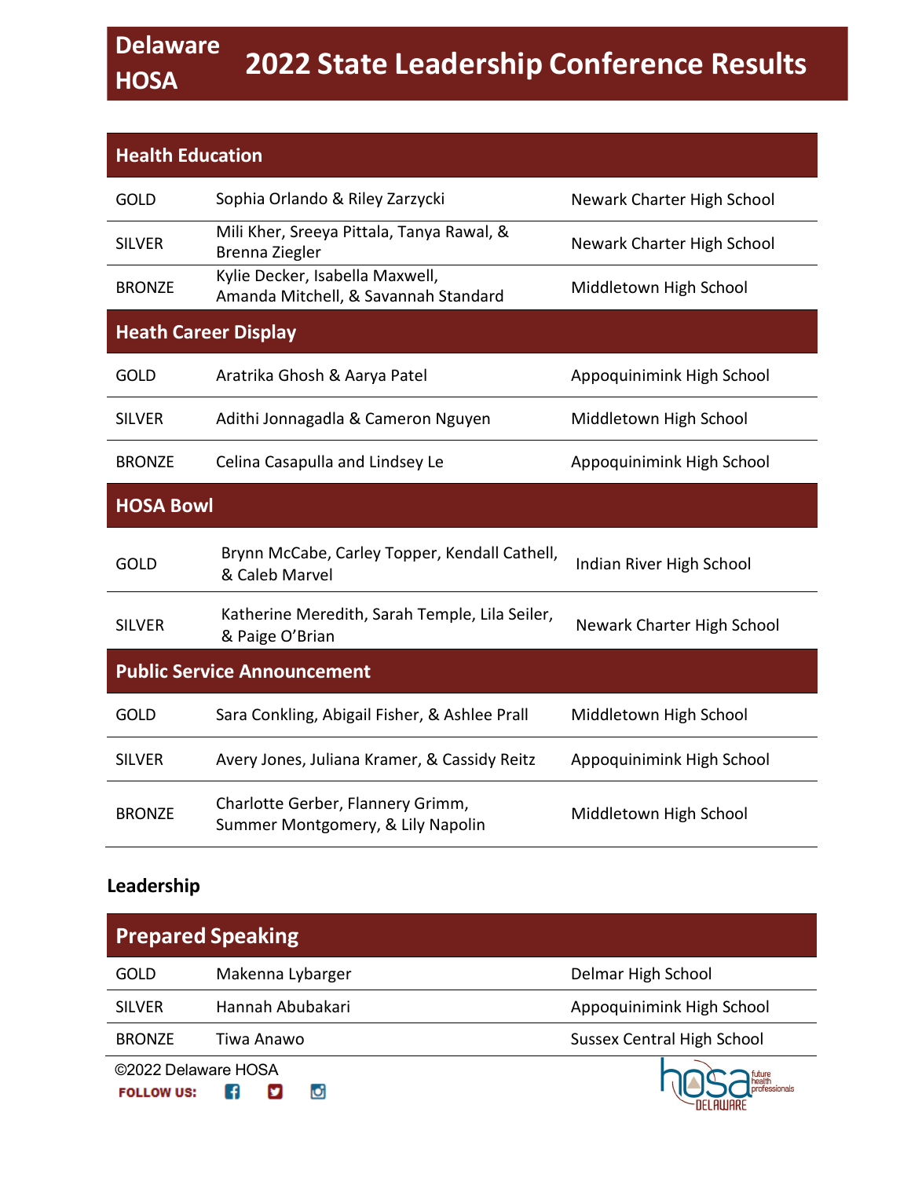# Delaware HOSA 2022 State Leadership Conference Results

| Health Education | | |
|---|---|---|
| GOLD | Sophia Orlando & Riley Zarzycki | Newark Charter High School |
| SILVER | Mili Kher, Sreeya Pittala, Tanya Rawal, & Brenna Ziegler | Newark Charter High School |
| BRONZE | Kylie Decker, Isabella Maxwell, Amanda Mitchell, & Savannah Standard | Middletown High School |

| Heath Career Display | | |
|---|---|---|
| GOLD | Aratrika Ghosh & Aarya Patel | Appoquinimink High School |
| SILVER | Adithi Jonnagadla & Cameron Nguyen | Middletown High School |
| BRONZE | Celina Casapulla and Lindsey Le | Appoquinimink High School |

| HOSA Bowl | | |
|---|---|---|
| GOLD | Brynn McCabe, Carley Topper, Kendall Cathell, & Caleb Marvel | Indian River High School |
| SILVER | Katherine Meredith, Sarah Temple, Lila Seiler, & Paige O'Brian | Newark Charter High School |

| Public Service Announcement | | |
|---|---|---|
| GOLD | Sara Conkling, Abigail Fisher, & Ashlee Prall | Middletown High School |
| SILVER | Avery Jones, Juliana Kramer, & Cassidy Reitz | Appoquinimink High School |
| BRONZE | Charlotte Gerber, Flannery Grimm, Summer Montgomery, & Lily Napolin | Middletown High School |

## Leadership

| Prepared Speaking | | |
|---|---|---|
| GOLD | Makenna Lybarger | Delmar High School |
| SILVER | Hannah Abubakari | Appoquinimink High School |
| BRONZE | Tiwa Anawo | Sussex Central High School |

©2022 Delaware HOSA

FOLLOW US: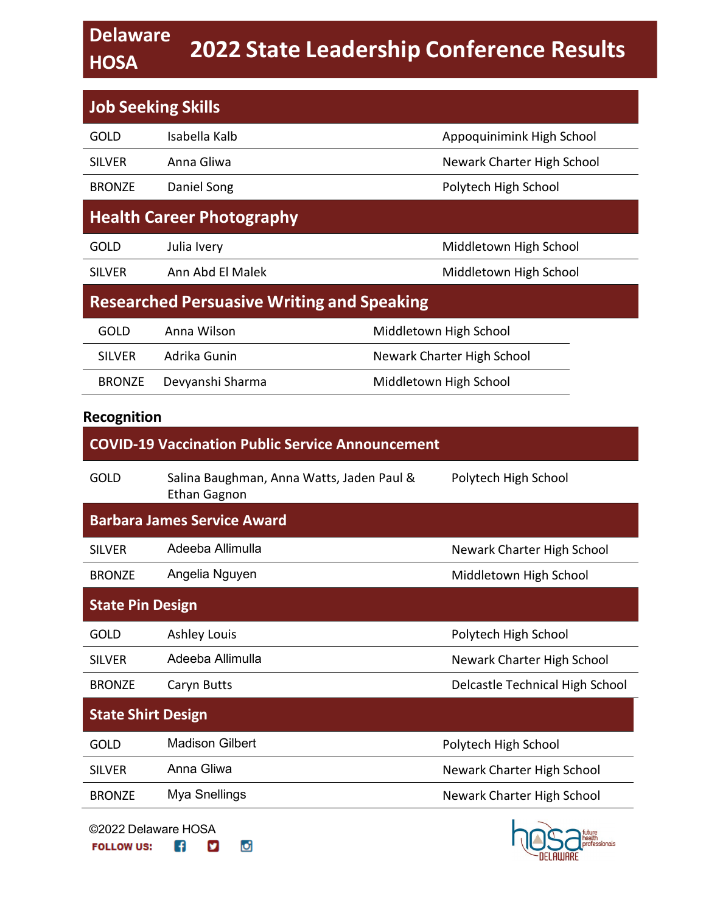# Delaware HOSA 2022 State Leadership Conference Results

## Job Seeking Skills

| | | |
|---|---|---|
| GOLD | Isabella Kalb | Appoquinimink High School |
| SILVER | Anna Gliwa | Newark Charter High School |
| BRONZE | Daniel Song | Polytech High School |

## Health Career Photography

| | | |
|---|---|---|
| GOLD | Julia Ivery | Middletown High School |
| SILVER | Ann Abd El Malek | Middletown High School |

## Researched Persuasive Writing and Speaking

| | | |
|---|---|---|
| GOLD | Anna Wilson | Middletown High School |
| SILVER | Adrika Gunin | Newark Charter High School |
| BRONZE | Devyanshi Sharma | Middletown High School |

**Recognition**

## COVID-19 Vaccination Public Service Announcement

| | | |
|---|---|---|
| GOLD | Salina Baughman, Anna Watts, Jaden Paul & Ethan Gagnon | Polytech High School |

## Barbara James Service Award

| | | |
|---|---|---|
| SILVER | Adeeba Allimulla | Newark Charter High School |
| BRONZE | Angelia Nguyen | Middletown High School |

## State Pin Design

| | | |
|---|---|---|
| GOLD | Ashley Louis | Polytech High School |
| SILVER | Adeeba Allimulla | Newark Charter High School |
| BRONZE | Caryn Butts | Delcastle Technical High School |

## State Shirt Design

| | | |
|---|---|---|
| GOLD | Madison Gilbert | Polytech High School |
| SILVER | Anna Gliwa | Newark Charter High School |
| BRONZE | Mya Snellings | Newark Charter High School |

©2022 Delaware HOSA

FOLLOW US: